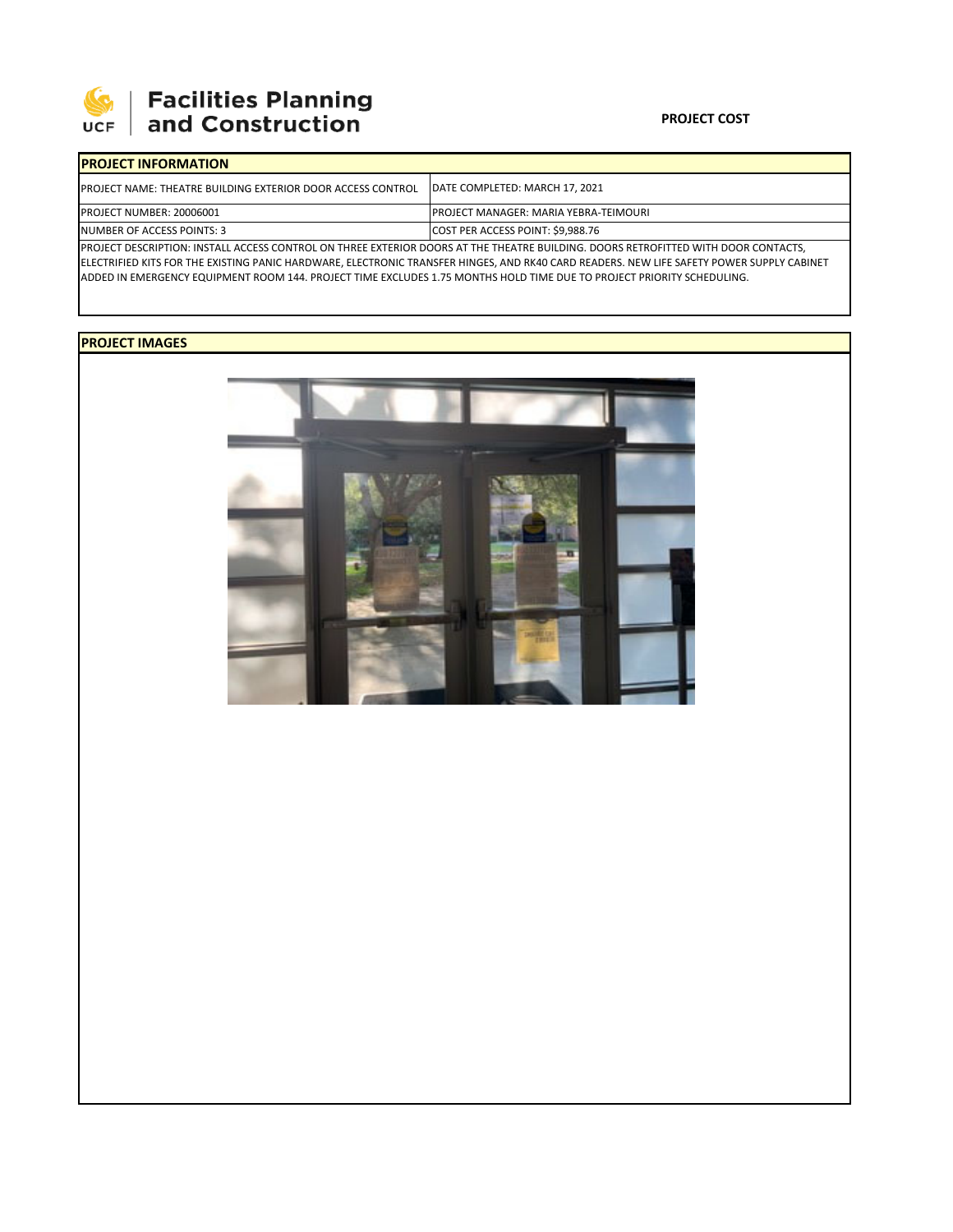**Facilities Planning and Construction**

**PROJECT COST**

## PROJECT INFORMATION

| PROJECT NAME: THEATRE BUILDING EXTERIOR DOOR ACCESS CONTROL | DATE COMPLETED: MARCH 17, 2021 |
|---|---|
| PROJECT NUMBER: 20006001 | PROJECT MANAGER: MARIA YEBRA-TEIMOURI |
| NUMBER OF ACCESS POINTS: 3 | COST PER ACCESS POINT: $9,988.76 |

PROJECT DESCRIPTION: INSTALL ACCESS CONTROL ON THREE EXTERIOR DOORS AT THE THEATRE BUILDING. DOORS RETROFITTED WITH DOOR CONTACTS, ELECTRIFIED KITS FOR THE EXISTING PANIC HARDWARE, ELECTRONIC TRANSFER HINGES, AND RK40 CARD READERS. NEW LIFE SAFETY POWER SUPPLY CABINET ADDED IN EMERGENCY EQUIPMENT ROOM 144. PROJECT TIME EXCLUDES 1.75 MONTHS HOLD TIME DUE TO PROJECT PRIORITY SCHEDULING.

## PROJECT IMAGES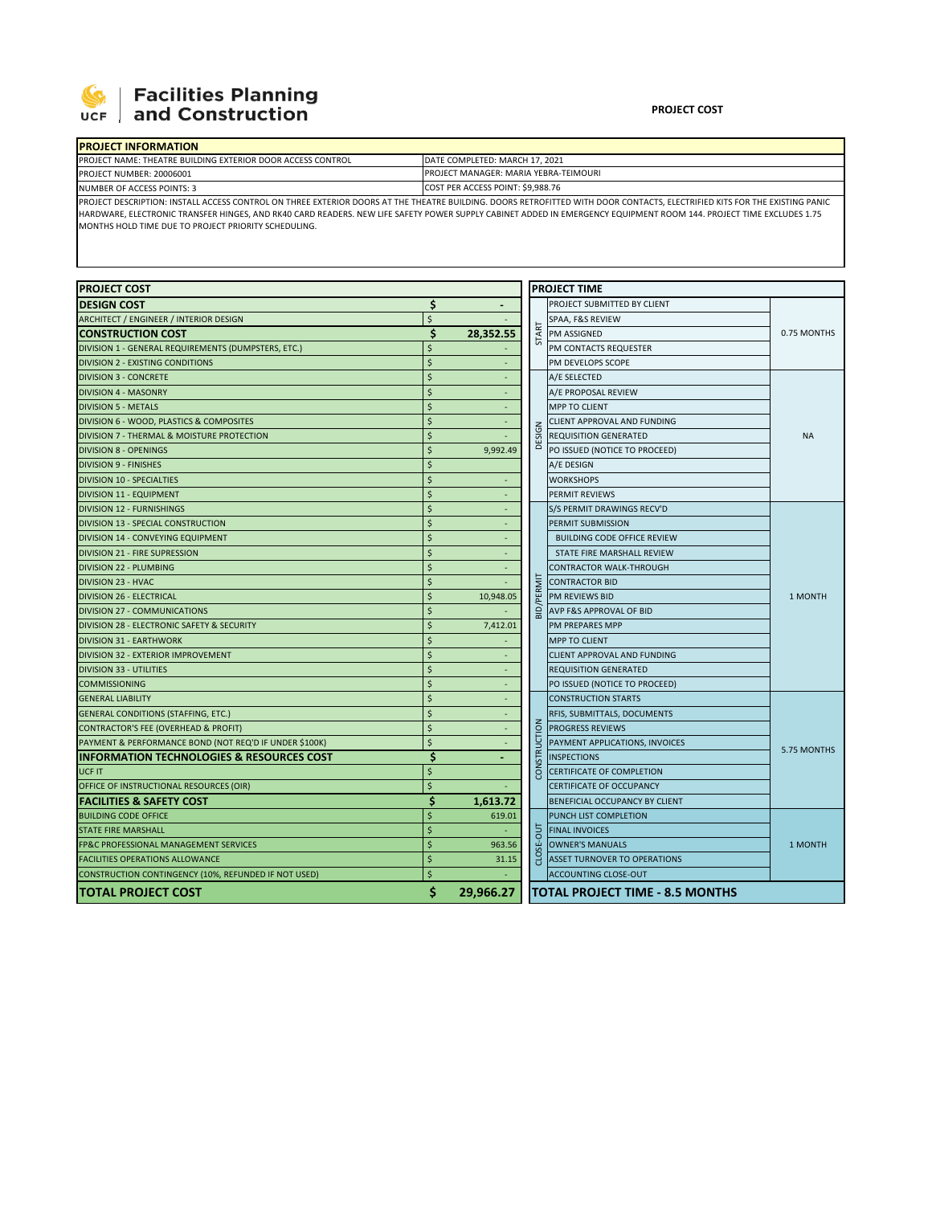**Facilities Planning and Construction**

**PROJECT COST**

| **PROJECT INFORMATION** | |
|---|---|
| PROJECT NAME: THEATRE BUILDING EXTERIOR DOOR ACCESS CONTROL | DATE COMPLETED: MARCH 17, 2021 |
| PROJECT NUMBER: 20006001 | PROJECT MANAGER: MARIA YEBRA-TEIMOURI |
| NUMBER OF ACCESS POINTS: 3 | COST PER ACCESS POINT: $9,988.76 |

PROJECT DESCRIPTION: INSTALL ACCESS CONTROL ON THREE EXTERIOR DOORS AT THE THEATRE BUILDING. DOORS RETROFITTED WITH DOOR CONTACTS, ELECTRIFIED KITS FOR THE EXISTING PANIC HARDWARE, ELECTRONIC TRANSFER HINGES, AND RK40 CARD READERS. NEW LIFE SAFETY POWER SUPPLY CABINET ADDED IN EMERGENCY EQUIPMENT ROOM 144. PROJECT TIME EXCLUDES 1.75 MONTHS HOLD TIME DUE TO PROJECT PRIORITY SCHEDULING.

| **PROJECT COST** | | |
|---|---|---|
| **DESIGN COST** | **$** | **-** |
| ARCHITECT / ENGINEER / INTERIOR DESIGN | $ | - |
| **CONSTRUCTION COST** | **$** | **28,352.55** |
| DIVISION 1 - GENERAL REQUIREMENTS (DUMPSTERS, ETC.) | $ | - |
| DIVISION 2 - EXISTING CONDITIONS | $ | - |
| DIVISION 3 - CONCRETE | $ | - |
| DIVISION 4 - MASONRY | $ | - |
| DIVISION 5 - METALS | $ | - |
| DIVISION 6 - WOOD, PLASTICS & COMPOSITES | $ | - |
| DIVISION 7 - THERMAL & MOISTURE PROTECTION | $ | - |
| DIVISION 8 - OPENINGS | $ | 9,992.49 |
| DIVISION 9 - FINISHES | $ | |
| DIVISION 10 - SPECIALTIES | $ | - |
| DIVISION 11 - EQUIPMENT | $ | - |
| DIVISION 12 - FURNISHINGS | $ | - |
| DIVISION 13 - SPECIAL CONSTRUCTION | $ | - |
| DIVISION 14 - CONVEYING EQUIPMENT | $ | - |
| DIVISION 21 - FIRE SUPRESSION | $ | - |
| DIVISION 22 - PLUMBING | $ | - |
| DIVISION 23 - HVAC | $ | - |
| DIVISION 26 - ELECTRICAL | $ | 10,948.05 |
| DIVISION 27 - COMMUNICATIONS | $ | - |
| DIVISION 28 - ELECTRONIC SAFETY & SECURITY | $ | 7,412.01 |
| DIVISION 31 - EARTHWORK | $ | - |
| DIVISION 32 - EXTERIOR IMPROVEMENT | $ | - |
| DIVISION 33 - UTILITIES | $ | - |
| COMMISSIONING | $ | - |
| GENERAL LIABILITY | $ | - |
| GENERAL CONDITIONS (STAFFING, ETC.) | $ | - |
| CONTRACTOR'S FEE (OVERHEAD & PROFIT) | $ | - |
| PAYMENT & PERFORMANCE BOND (NOT REQ'D IF UNDER $100K) | $ | - |
| **INFORMATION TECHNOLOGIES & RESOURCES COST** | **$** | **-** |
| UCF IT | $ | |
| OFFICE OF INSTRUCTIONAL RESOURCES (OIR) | $ | - |
| **FACILITIES & SAFETY COST** | **$** | **1,613.72** |
| BUILDING CODE OFFICE | $ | 619.01 |
| STATE FIRE MARSHALL | $ | - |
| FP&C PROFESSIONAL MANAGEMENT SERVICES | $ | 963.56 |
| FACILITIES OPERATIONS ALLOWANCE | $ | 31.15 |
| CONSTRUCTION CONTINGENCY (10%, REFUNDED IF NOT USED) | $ | - |
| **TOTAL PROJECT COST** | **$** | **29,966.27** |

| **PROJECT TIME** | | |
|---|---|---|
| START | PROJECT SUBMITTED BY CLIENT | 0.75 MONTHS |
| | SPAA, F&S REVIEW | |
| | PM ASSIGNED | |
| | PM CONTACTS REQUESTER | |
| | PM DEVELOPS SCOPE | |
| DESIGN | A/E SELECTED | NA |
| | A/E PROPOSAL REVIEW | |
| | MPP TO CLIENT | |
| | CLIENT APPROVAL AND FUNDING | |
| | REQUISITION GENERATED | |
| | PO ISSUED (NOTICE TO PROCEED) | |
| | A/E DESIGN | |
| | WORKSHOPS | |
| | PERMIT REVIEWS | |
| BID/PERMIT | S/S PERMIT DRAWINGS RECV'D | 1 MONTH |
| | PERMIT SUBMISSION | |
| | BUILDING CODE OFFICE REVIEW | |
| | STATE FIRE MARSHALL REVIEW | |
| | CONTRACTOR WALK-THROUGH | |
| | CONTRACTOR BID | |
| | PM REVIEWS BID | |
| | AVP F&S APPROVAL OF BID | |
| | PM PREPARES MPP | |
| | MPP TO CLIENT | |
| | CLIENT APPROVAL AND FUNDING | |
| | REQUISITION GENERATED | |
| | PO ISSUED (NOTICE TO PROCEED) | |
| CONSTRUCTION | CONSTRUCTION STARTS | 5.75 MONTHS |
| | RFIS, SUBMITTALS, DOCUMENTS | |
| | PROGRESS REVIEWS | |
| | PAYMENT APPLICATIONS, INVOICES | |
| | INSPECTIONS | |
| | CERTIFICATE OF COMPLETION | |
| | CERTIFICATE OF OCCUPANCY | |
| | BENEFICIAL OCCUPANCY BY CLIENT | |
| CLOSE-OUT | PUNCH LIST COMPLETION | 1 MONTH |
| | FINAL INVOICES | |
| | OWNER'S MANUALS | |
| | ASSET TURNOVER TO OPERATIONS | |
| | ACCOUNTING CLOSE-OUT | |
| **TOTAL PROJECT TIME - 8.5 MONTHS** | | |